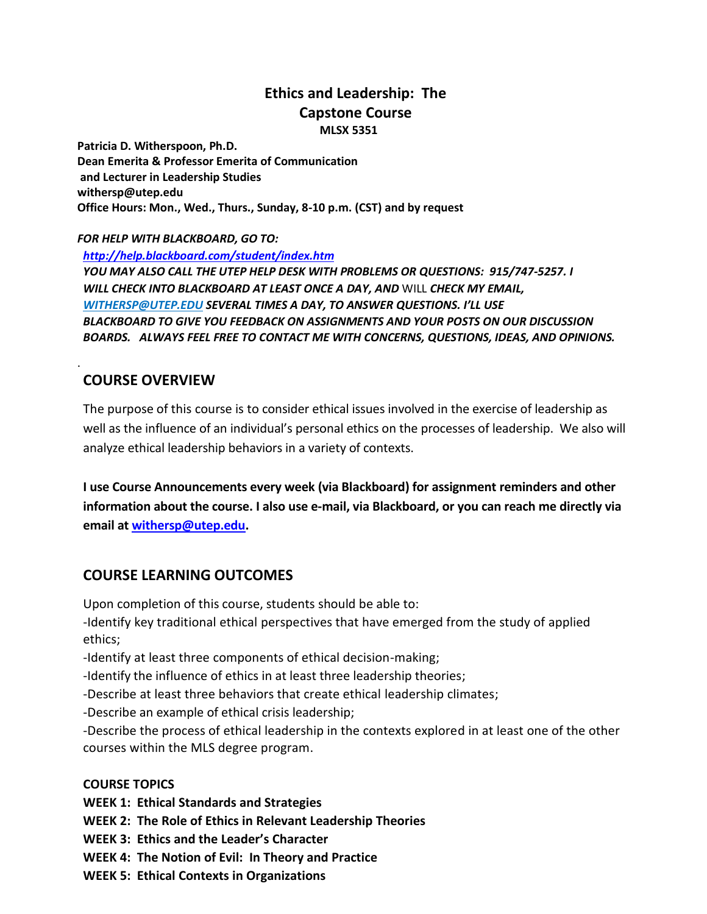# Ethics and Leadership: The Capstone Course

**MLSX 5351**

**Patricia D. Witherspoon, Ph.D.**
**Dean Emerita & Professor Emerita of Communication**
**and Lecturer in Leadership Studies**
**withersp@utep.edu**
**Office Hours: Mon., Wed., Thurs., Sunday, 8-10 p.m. (CST) and by request**

***FOR HELP WITH BLACKBOARD, GO TO:***

***http://help.blackboard.com/student/index.htm***

***YOU MAY ALSO CALL THE UTEP HELP DESK WITH PROBLEMS OR QUESTIONS: 915/747-5257. I WILL CHECK INTO BLACKBOARD AT LEAST ONCE A DAY, AND*** WILL ***CHECK MY EMAIL, WITHERSP@UTEP.EDU SEVERAL TIMES A DAY, TO ANSWER QUESTIONS. I'LL USE BLACKBOARD TO GIVE YOU FEEDBACK ON ASSIGNMENTS AND YOUR POSTS ON OUR DISCUSSION BOARDS. ALWAYS FEEL FREE TO CONTACT ME WITH CONCERNS, QUESTIONS, IDEAS, AND OPINIONS.***

## COURSE OVERVIEW

The purpose of this course is to consider ethical issues involved in the exercise of leadership as well as the influence of an individual's personal ethics on the processes of leadership. We also will analyze ethical leadership behaviors in a variety of contexts.

**I use Course Announcements every week (via Blackboard) for assignment reminders and other information about the course. I also use e-mail, via Blackboard, or you can reach me directly via email at withersp@utep.edu.**

## COURSE LEARNING OUTCOMES

Upon completion of this course, students should be able to:

-Identify key traditional ethical perspectives that have emerged from the study of applied ethics;

-Identify at least three components of ethical decision-making;

-Identify the influence of ethics in at least three leadership theories;

-Describe at least three behaviors that create ethical leadership climates;

-Describe an example of ethical crisis leadership;

-Describe the process of ethical leadership in the contexts explored in at least one of the other courses within the MLS degree program.

### COURSE TOPICS

**WEEK 1: Ethical Standards and Strategies**

**WEEK 2: The Role of Ethics in Relevant Leadership Theories**

**WEEK 3: Ethics and the Leader's Character**

**WEEK 4: The Notion of Evil: In Theory and Practice**

**WEEK 5: Ethical Contexts in Organizations**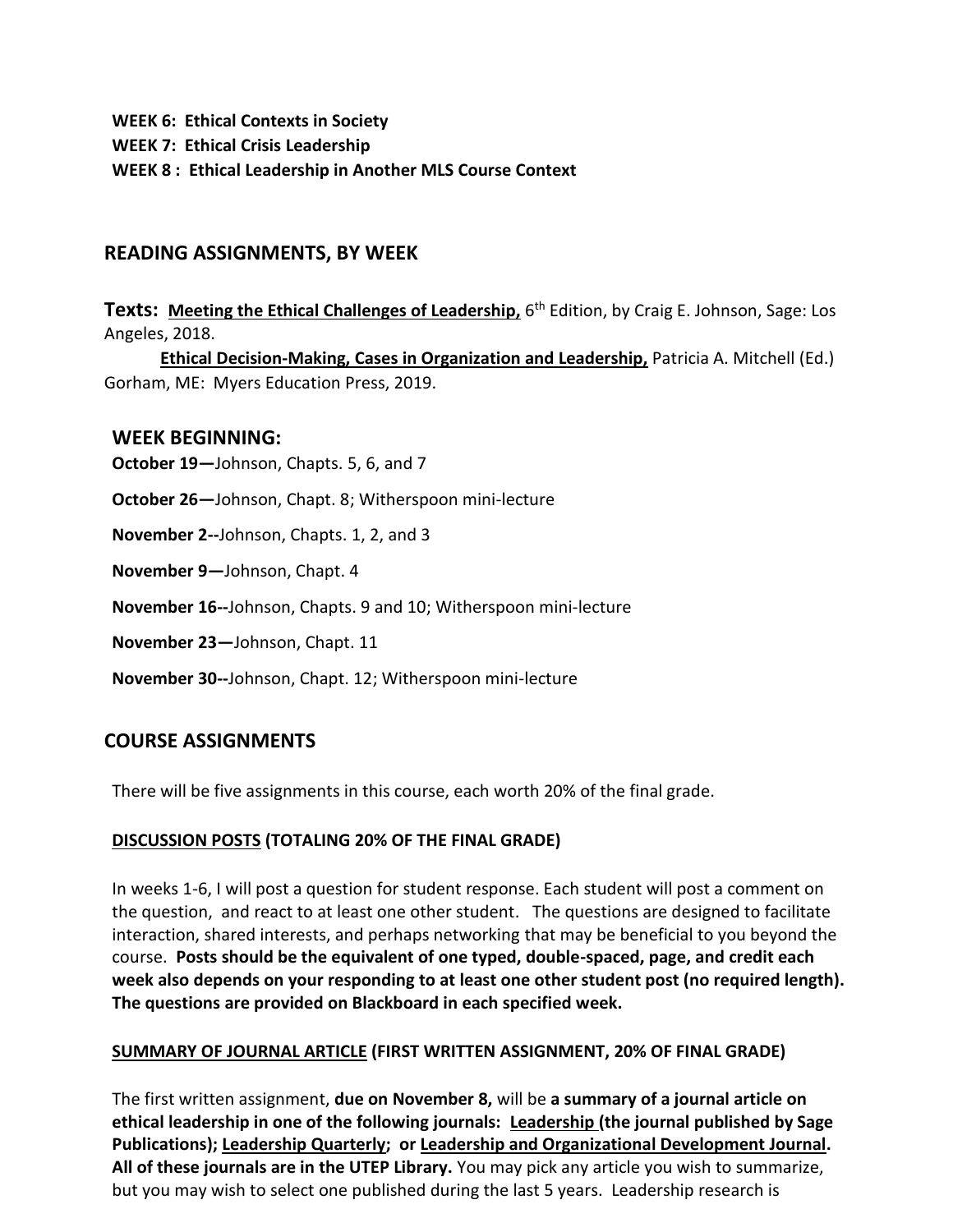**WEEK 6: Ethical Contexts in Society**
**WEEK 7: Ethical Crisis Leadership**
**WEEK 8 : Ethical Leadership in Another MLS Course Context**

## READING ASSIGNMENTS, BY WEEK

**Texts:** **Meeting the Ethical Challenges of Leadership,** 6th Edition, by Craig E. Johnson, Sage: Los Angeles, 2018.

**Ethical Decision-Making, Cases in Organization and Leadership,** Patricia A. Mitchell (Ed.) Gorham, ME: Myers Education Press, 2019.

### WEEK BEGINNING:

**October 19—**Johnson, Chapts. 5, 6, and 7

**October 26—**Johnson, Chapt. 8; Witherspoon mini-lecture

**November 2--**Johnson, Chapts. 1, 2, and 3

**November 9—**Johnson, Chapt. 4

**November 16--**Johnson, Chapts. 9 and 10; Witherspoon mini-lecture

**November 23—**Johnson, Chapt. 11

**November 30--**Johnson, Chapt. 12; Witherspoon mini-lecture

## COURSE ASSIGNMENTS

There will be five assignments in this course, each worth 20% of the final grade.

**DISCUSSION POSTS (TOTALING 20% OF THE FINAL GRADE)**

In weeks 1-6, I will post a question for student response. Each student will post a comment on the question, and react to at least one other student. The questions are designed to facilitate interaction, shared interests, and perhaps networking that may be beneficial to you beyond the course. **Posts should be the equivalent of one typed, double-spaced, page, and credit each week also depends on your responding to at least one other student post (no required length). The questions are provided on Blackboard in each specified week.**

**SUMMARY OF JOURNAL ARTICLE (FIRST WRITTEN ASSIGNMENT, 20% OF FINAL GRADE)**

The first written assignment, **due on November 8,** will be **a summary of a journal article on ethical leadership in one of the following journals: Leadership (the journal published by Sage Publications); Leadership Quarterly; or Leadership and Organizational Development Journal. All of these journals are in the UTEP Library.** You may pick any article you wish to summarize, but you may wish to select one published during the last 5 years. Leadership research is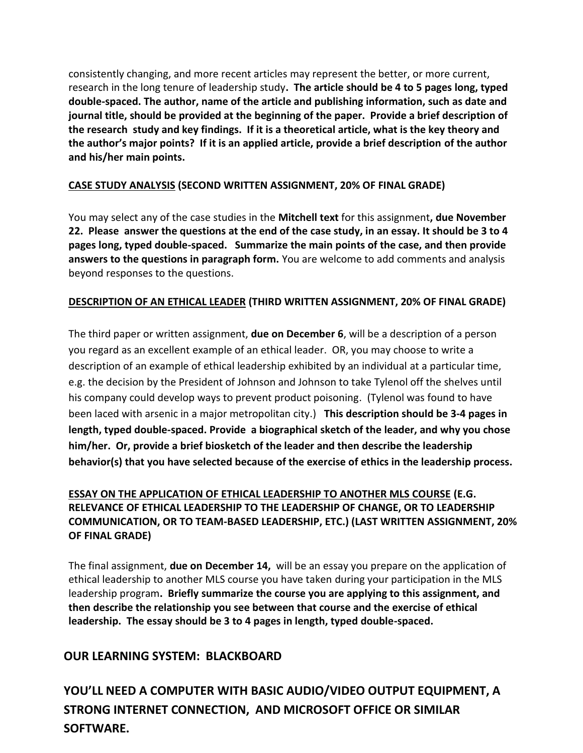consistently changing, and more recent articles may represent the better, or more current, research in the long tenure of leadership study**. The article should be 4 to 5 pages long, typed double-spaced. The author, name of the article and publishing information, such as date and journal title, should be provided at the beginning of the paper. Provide a brief description of the research study and key findings. If it is a theoretical article, what is the key theory and the author's major points? If it is an applied article, provide a brief description of the author and his/her main points.**

**<u>CASE STUDY ANALYSIS</u> (SECOND WRITTEN ASSIGNMENT, 20% OF FINAL GRADE)**

You may select any of the case studies in the **Mitchell text** for this assignment**, due November 22. Please answer the questions at the end of the case study, in an essay. It should be 3 to 4 pages long, typed double-spaced. Summarize the main points of the case, and then provide answers to the questions in paragraph form.** You are welcome to add comments and analysis beyond responses to the questions.

**<u>DESCRIPTION OF AN ETHICAL LEADER</u> (THIRD WRITTEN ASSIGNMENT, 20% OF FINAL GRADE)**

The third paper or written assignment, **due on December 6**, will be a description of a person you regard as an excellent example of an ethical leader. OR, you may choose to write a description of an example of ethical leadership exhibited by an individual at a particular time, e.g. the decision by the President of Johnson and Johnson to take Tylenol off the shelves until his company could develop ways to prevent product poisoning. (Tylenol was found to have been laced with arsenic in a major metropolitan city.) **This description should be 3-4 pages in length, typed double-spaced. Provide a biographical sketch of the leader, and why you chose him/her. Or, provide a brief biosketch of the leader and then describe the leadership behavior(s) that you have selected because of the exercise of ethics in the leadership process.**

**<u>ESSAY ON THE APPLICATION OF ETHICAL LEADERSHIP TO ANOTHER MLS COURSE</u> (E.G. RELEVANCE OF ETHICAL LEADERSHIP TO THE LEADERSHIP OF CHANGE, OR TO LEADERSHIP COMMUNICATION, OR TO TEAM-BASED LEADERSHIP, ETC.) (LAST WRITTEN ASSIGNMENT, 20% OF FINAL GRADE)**

The final assignment, **due on December 14,** will be an essay you prepare on the application of ethical leadership to another MLS course you have taken during your participation in the MLS leadership program**. Briefly summarize the course you are applying to this assignment, and then describe the relationship you see between that course and the exercise of ethical leadership. The essay should be 3 to 4 pages in length, typed double-spaced.**

## OUR LEARNING SYSTEM: BLACKBOARD

## YOU'LL NEED A COMPUTER WITH BASIC AUDIO/VIDEO OUTPUT EQUIPMENT, A STRONG INTERNET CONNECTION, AND MICROSOFT OFFICE OR SIMILAR SOFTWARE.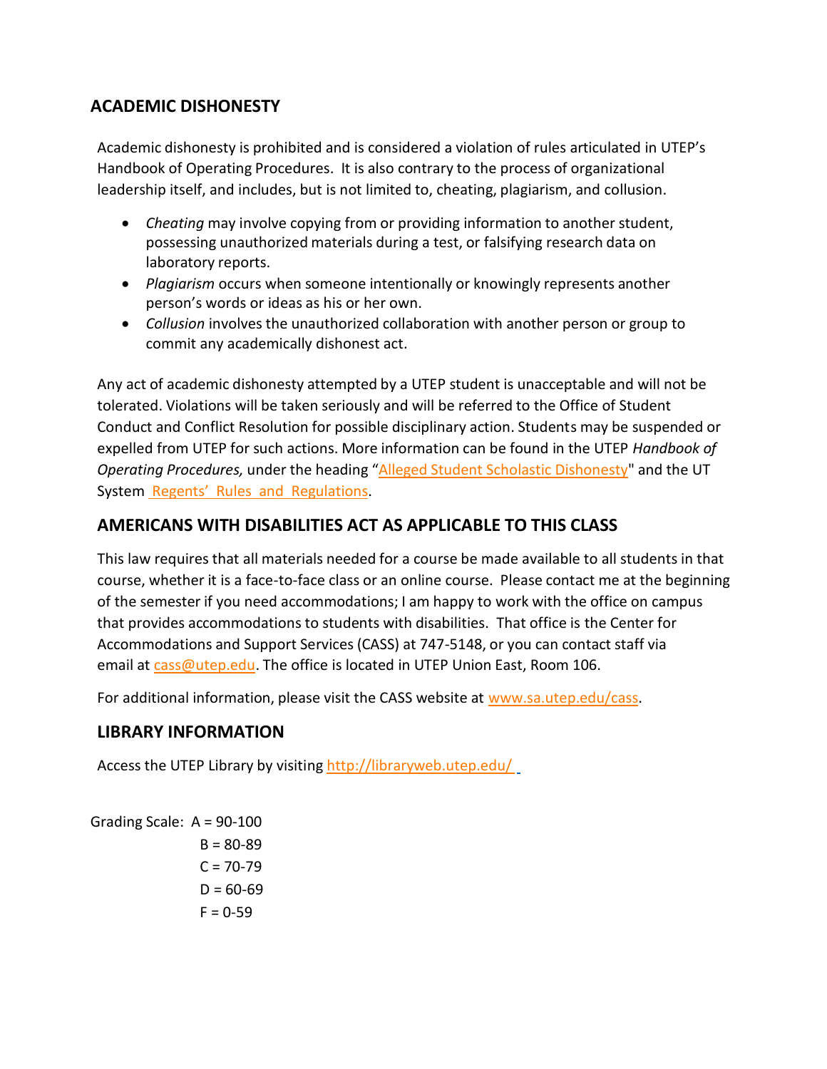## ACADEMIC DISHONESTY

Academic dishonesty is prohibited and is considered a violation of rules articulated in UTEP's Handbook of Operating Procedures. It is also contrary to the process of organizational leadership itself, and includes, but is not limited to, cheating, plagiarism, and collusion.

- *Cheating* may involve copying from or providing information to another student, possessing unauthorized materials during a test, or falsifying research data on laboratory reports.
- *Plagiarism* occurs when someone intentionally or knowingly represents another person's words or ideas as his or her own.
- *Collusion* involves the unauthorized collaboration with another person or group to commit any academically dishonest act.

Any act of academic dishonesty attempted by a UTEP student is unacceptable and will not be tolerated. Violations will be taken seriously and will be referred to the Office of Student Conduct and Conflict Resolution for possible disciplinary action. Students may be suspended or expelled from UTEP for such actions. More information can be found in the UTEP *Handbook of Operating Procedures,* under the heading "Alleged Student Scholastic Dishonesty" and the UT System Regents' Rules and Regulations.

## AMERICANS WITH DISABILITIES ACT AS APPLICABLE TO THIS CLASS

This law requires that all materials needed for a course be made available to all students in that course, whether it is a face-to-face class or an online course. Please contact me at the beginning of the semester if you need accommodations; I am happy to work with the office on campus that provides accommodations to students with disabilities. That office is the Center for Accommodations and Support Services (CASS) at 747-5148, or you can contact staff via email at cass@utep.edu. The office is located in UTEP Union East, Room 106.

For additional information, please visit the CASS website at www.sa.utep.edu/cass.

## LIBRARY INFORMATION

Access the UTEP Library by visiting http://libraryweb.utep.edu/

Grading Scale: A = 90-100
B = 80-89
C = 70-79
D = 60-69
F = 0-59